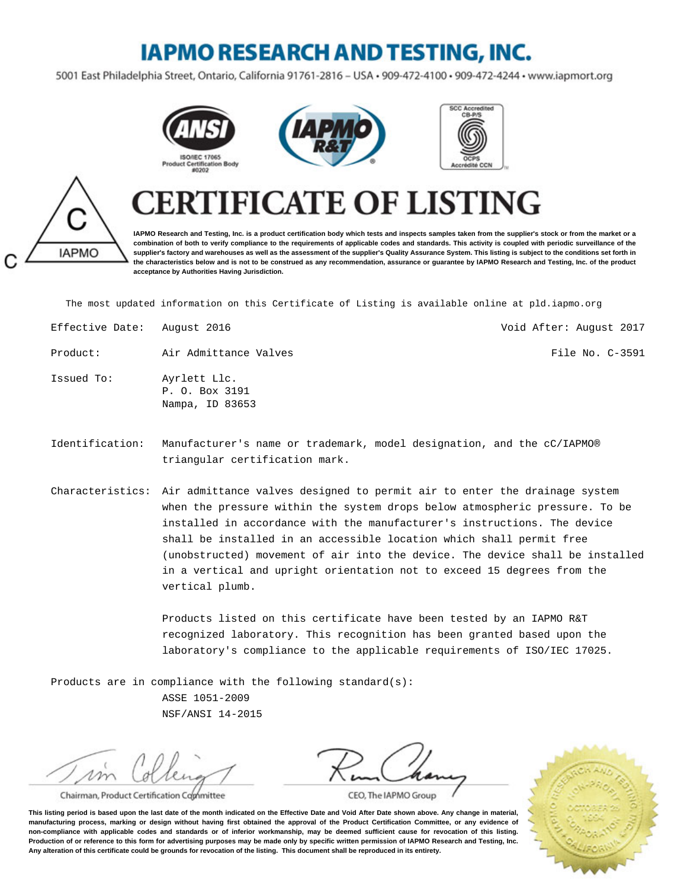# IAPMO RESEARCH AND TESTING, INC.

5001 East Philadelphia Street, Ontario, California 91761-2816 – USA • 909-472-4100 • 909-472-4244 • www.iapmort.org

ANSI ISO/IEC 17065 Product Certification Body #0202

SCC Accredited CB-P/S OCPS Accrédité CCN

C IAPMO C

# CERTIFICATE OF LISTING

**IAPMO Research and Testing, Inc. is a product certification body which tests and inspects samples taken from the supplier's stock or from the market or a combination of both to verify compliance to the requirements of applicable codes and standards. This activity is coupled with periodic surveillance of the supplier's factory and warehouses as well as the assessment of the supplier's Quality Assurance System. This listing is subject to the conditions set forth in the characteristics below and is not to be construed as any recommendation, assurance or guarantee by IAPMO Research and Testing, Inc. of the product acceptance by Authorities Having Jurisdiction.**

The most updated information on this Certificate of Listing is available online at pld.iapmo.org

Effective Date: August 2016 — Void After: August 2017

Product: Air Admittance Valves — File No. C-3591

Issued To: Ayrlett Llc.
P. O. Box 3191
Nampa, ID 83653

Identification: Manufacturer's name or trademark, model designation, and the cC/IAPMO® triangular certification mark.

Characteristics: Air admittance valves designed to permit air to enter the drainage system when the pressure within the system drops below atmospheric pressure. To be installed in accordance with the manufacturer's instructions. The device shall be installed in an accessible location which shall permit free (unobstructed) movement of air into the device. The device shall be installed in a vertical and upright orientation not to exceed 15 degrees from the vertical plumb.

Products listed on this certificate have been tested by an IAPMO R&T recognized laboratory. This recognition has been granted based upon the laboratory's compliance to the applicable requirements of ISO/IEC 17025.

Products are in compliance with the following standard(s):

ASSE 1051-2009
NSF/ANSI 14-2015

Chairman, Product Certification Committee

CEO, The IAPMO Group

**This listing period is based upon the last date of the month indicated on the Effective Date and Void After Date shown above. Any change in material, manufacturing process, marking or design without having first obtained the approval of the Product Certification Committee, or any evidence of non-compliance with applicable codes and standards or of inferior workmanship, may be deemed sufficient cause for revocation of this listing. Production of or reference to this form for advertising purposes may be made only by specific written permission of IAPMO Research and Testing, Inc. Any alteration of this certificate could be grounds for revocation of the listing. This document shall be reproduced in its entirety.**

IAPMO Research and Testing, Inc. Non-Profit Corporation October 25, 1994 California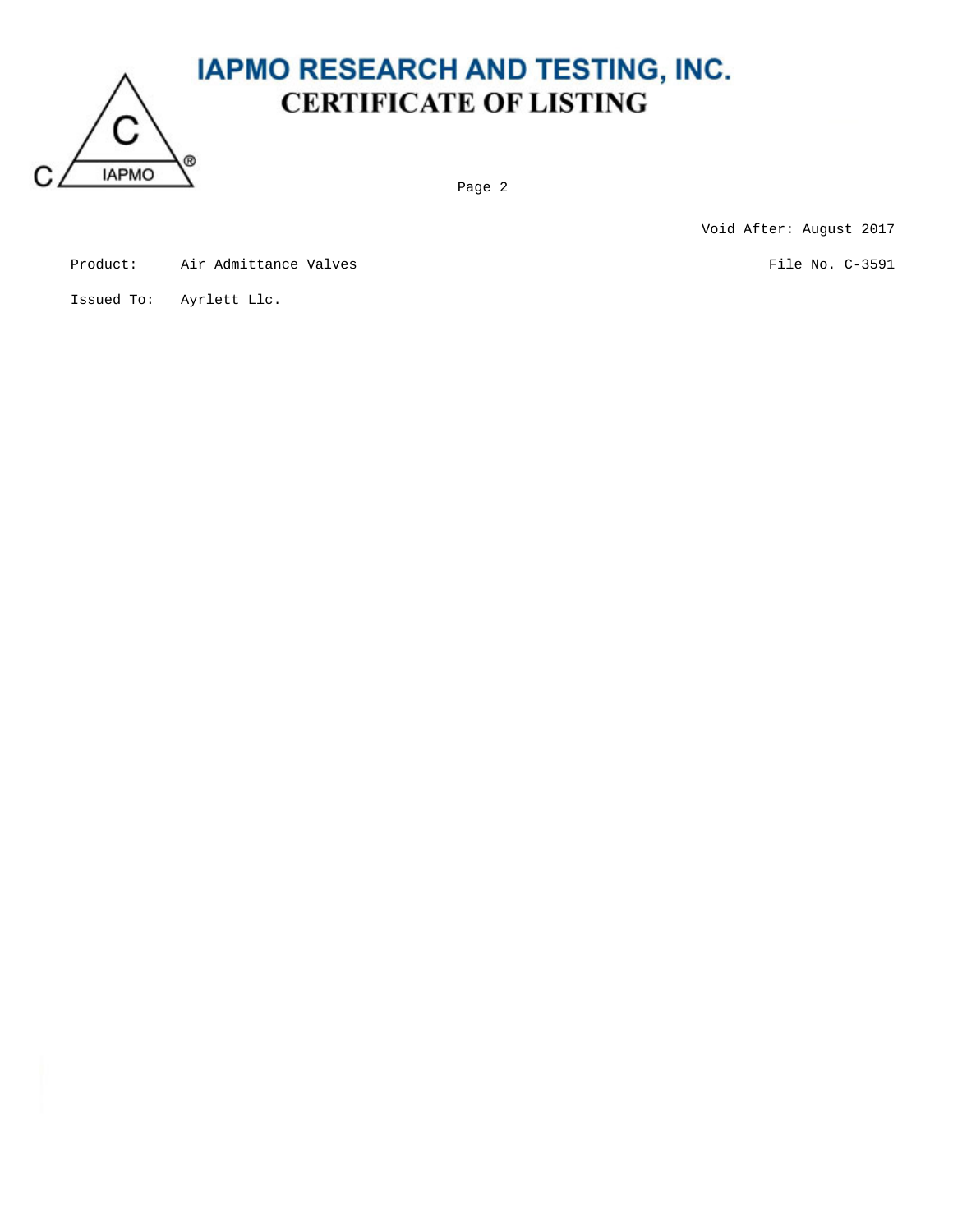# IAPMO RESEARCH AND TESTING, INC.

## CERTIFICATE OF LISTING

Void After: August 2017

Product: Air Admittance Valves

File No. C-3591

Issued To: Ayrlett Llc.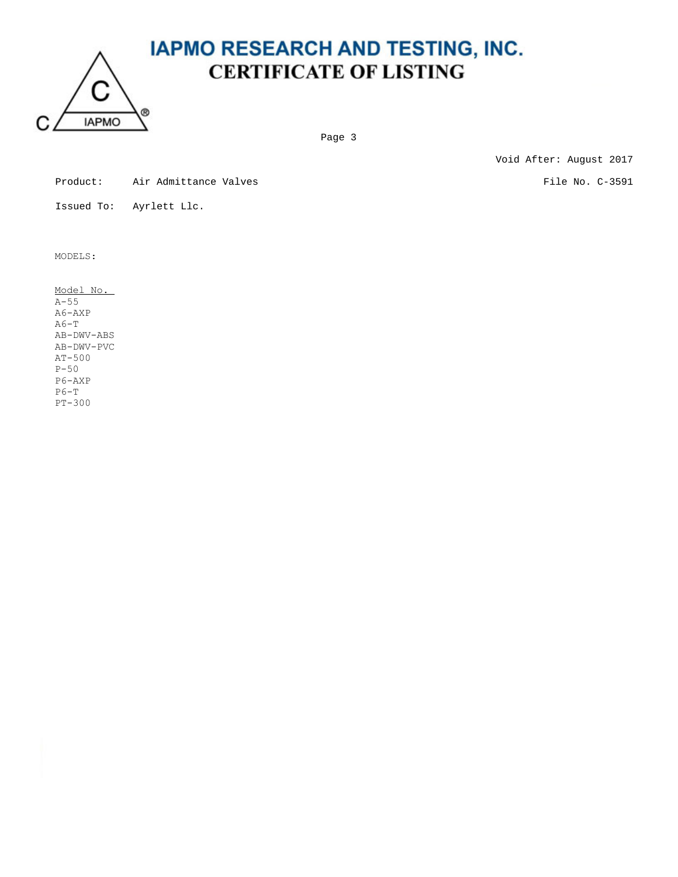# IAPMO RESEARCH AND TESTING, INC.
## CERTIFICATE OF LISTING

Void After: August 2017

Product: Air Admittance Valves

File No. C-3591

Issued To: Ayrlett Llc.

MODELS:

| Model No. |
|---|
| A-55 |
| A6-AXP |
| A6-T |
| AB-DWV-ABS |
| AB-DWV-PVC |
| AT-500 |
| P-50 |
| P6-AXP |
| P6-T |
| PT-300 |